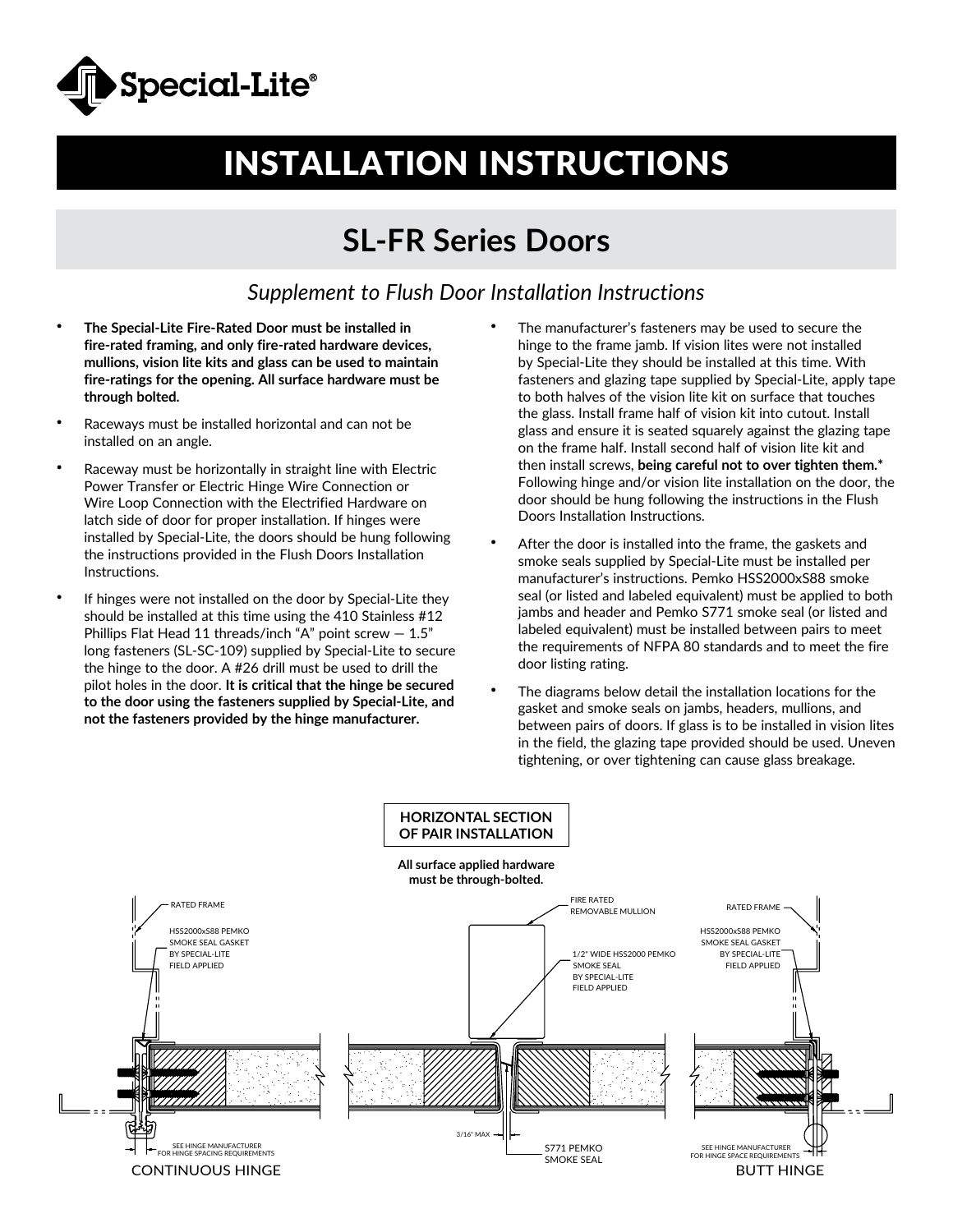# INSTALLATION INSTRUCTIONS

## SL-FR Series Doors

*Supplement to Flush Door Installation Instructions*

- **The Special-Lite Fire-Rated Door must be installed in fire-rated framing, and only fire-rated hardware devices, mullions, vision lite kits and glass can be used to maintain fire-ratings for the opening. All surface hardware must be through bolted.**
- Raceways must be installed horizontal and can not be installed on an angle.
- Raceway must be horizontally in straight line with Electric Power Transfer or Electric Hinge Wire Connection or Wire Loop Connection with the Electrified Hardware on latch side of door for proper installation. If hinges were installed by Special-Lite, the doors should be hung following the instructions provided in the Flush Doors Installation Instructions.
- If hinges were not installed on the door by Special-Lite they should be installed at this time using the 410 Stainless #12 Phillips Flat Head 11 threads/inch "A" point screw — 1.5" long fasteners (SL-SC-109) supplied by Special-Lite to secure the hinge to the door. A #26 drill must be used to drill the pilot holes in the door. **It is critical that the hinge be secured to the door using the fasteners supplied by Special-Lite, and not the fasteners provided by the hinge manufacturer.**
- The manufacturer's fasteners may be used to secure the hinge to the frame jamb. If vision lites were not installed by Special-Lite they should be installed at this time. With fasteners and glazing tape supplied by Special-Lite, apply tape to both halves of the vision lite kit on surface that touches the glass. Install frame half of vision kit into cutout. Install glass and ensure it is seated squarely against the glazing tape on the frame half. Install second half of vision lite kit and then install screws, **being careful not to over tighten them.*** Following hinge and/or vision lite installation on the door, the door should be hung following the instructions in the Flush Doors Installation Instructions.
- After the door is installed into the frame, the gaskets and smoke seals supplied by Special-Lite must be installed per manufacturer's instructions. Pemko HSS2000xS88 smoke seal (or listed and labeled equivalent) must be applied to both jambs and header and Pemko S771 smoke seal (or listed and labeled equivalent) must be installed between pairs to meet the requirements of NFPA 80 standards and to meet the fire door listing rating.
- The diagrams below detail the installation locations for the gasket and smoke seals on jambs, headers, mullions, and between pairs of doors. If glass is to be installed in vision lites in the field, the glazing tape provided should be used. Uneven tightening, or over tightening can cause glass breakage.

**HORIZONTAL SECTION OF PAIR INSTALLATION**

**All surface applied hardware must be through-bolted.**

RATED FRAME

HSS2000xS88 PEMKO SMOKE SEAL GASKET BY SPECIAL-LITE FIELD APPLIED

FIRE RATED REMOVABLE MULLION

1/2" WIDE HSS2000 PEMKO SMOKE SEAL BY SPECIAL-LITE FIELD APPLIED

RATED FRAME

HSS2000xS88 PEMKO SMOKE SEAL GASKET BY SPECIAL-LITE FIELD APPLIED

3/16" MAX

S771 PEMKO SMOKE SEAL

SEE HINGE MANUFACTURER FOR HINGE SPACING REQUIREMENTS

CONTINUOUS HINGE

SEE HINGE MANUFACTURER FOR HINGE SPACE REQUIREMENTS

BUTT HINGE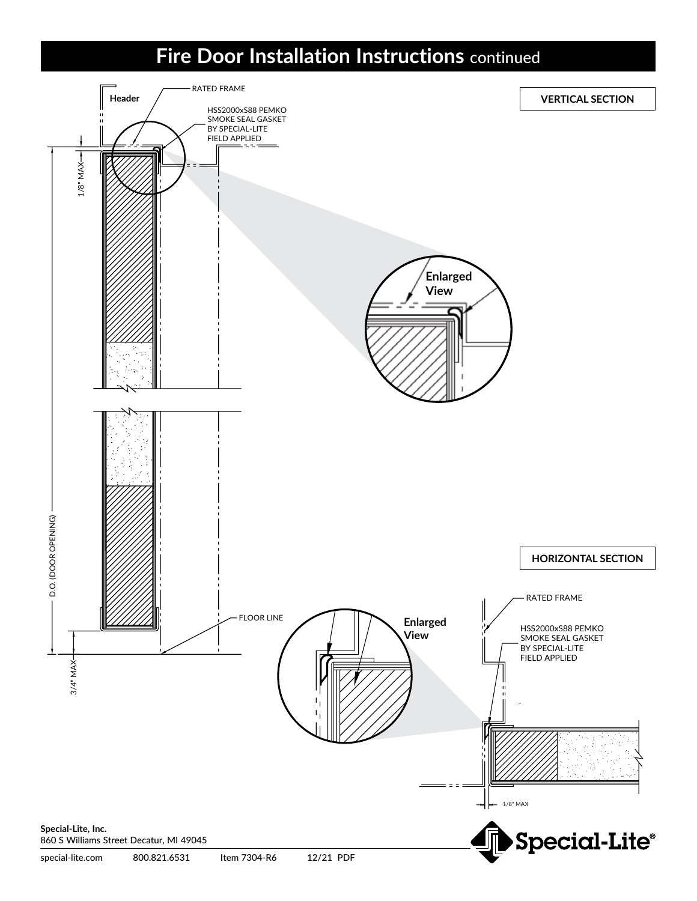# Fire Door Installation Instructions continued

**VERTICAL SECTION**

Header

RATED FRAME

HSS2000xS88 PEMKO SMOKE SEAL GASKET BY SPECIAL-LITE FIELD APPLIED

1/8" MAX

Enlarged View

D.O. (DOOR OPENING)

FLOOR LINE

3/4" MAX

**HORIZONTAL SECTION**

RATED FRAME

HSS2000xS88 PEMKO SMOKE SEAL GASKET BY SPECIAL-LITE FIELD APPLIED

Enlarged View

1/8" MAX

**Special-Lite, Inc.**
860 S Williams Street Decatur, MI 49045

special-lite.com 800.821.6531 Item 7304-R6 12/21 PDF